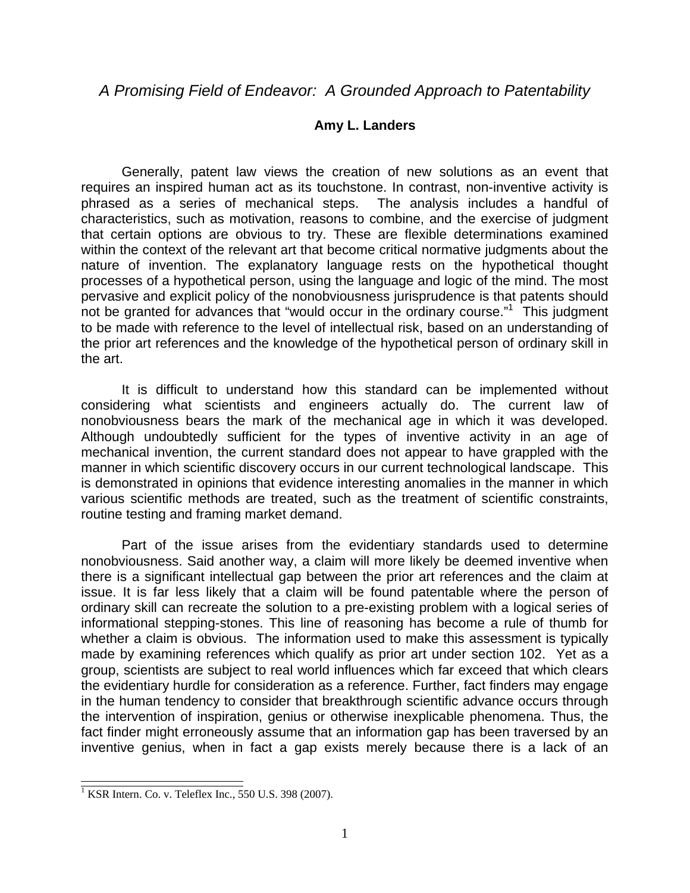# *A Promising Field of Endeavor: A Grounded Approach to Patentability*

**Amy L. Landers**

Generally, patent law views the creation of new solutions as an event that requires an inspired human act as its touchstone. In contrast, non-inventive activity is phrased as a series of mechanical steps. The analysis includes a handful of characteristics, such as motivation, reasons to combine, and the exercise of judgment that certain options are obvious to try. These are flexible determinations examined within the context of the relevant art that become critical normative judgments about the nature of invention. The explanatory language rests on the hypothetical thought processes of a hypothetical person, using the language and logic of the mind. The most pervasive and explicit policy of the nonobviousness jurisprudence is that patents should not be granted for advances that "would occur in the ordinary course."[1] This judgment to be made with reference to the level of intellectual risk, based on an understanding of the prior art references and the knowledge of the hypothetical person of ordinary skill in the art.

It is difficult to understand how this standard can be implemented without considering what scientists and engineers actually do. The current law of nonobviousness bears the mark of the mechanical age in which it was developed. Although undoubtedly sufficient for the types of inventive activity in an age of mechanical invention, the current standard does not appear to have grappled with the manner in which scientific discovery occurs in our current technological landscape. This is demonstrated in opinions that evidence interesting anomalies in the manner in which various scientific methods are treated, such as the treatment of scientific constraints, routine testing and framing market demand.

Part of the issue arises from the evidentiary standards used to determine nonobviousness. Said another way, a claim will more likely be deemed inventive when there is a significant intellectual gap between the prior art references and the claim at issue. It is far less likely that a claim will be found patentable where the person of ordinary skill can recreate the solution to a pre-existing problem with a logical series of informational stepping-stones. This line of reasoning has become a rule of thumb for whether a claim is obvious. The information used to make this assessment is typically made by examining references which qualify as prior art under section 102. Yet as a group, scientists are subject to real world influences which far exceed that which clears the evidentiary hurdle for consideration as a reference. Further, fact finders may engage in the human tendency to consider that breakthrough scientific advance occurs through the intervention of inspiration, genius or otherwise inexplicable phenomena. Thus, the fact finder might erroneously assume that an information gap has been traversed by an inventive genius, when in fact a gap exists merely because there is a lack of an

---

[1] KSR Intern. Co. v. Teleflex Inc., 550 U.S. 398 (2007).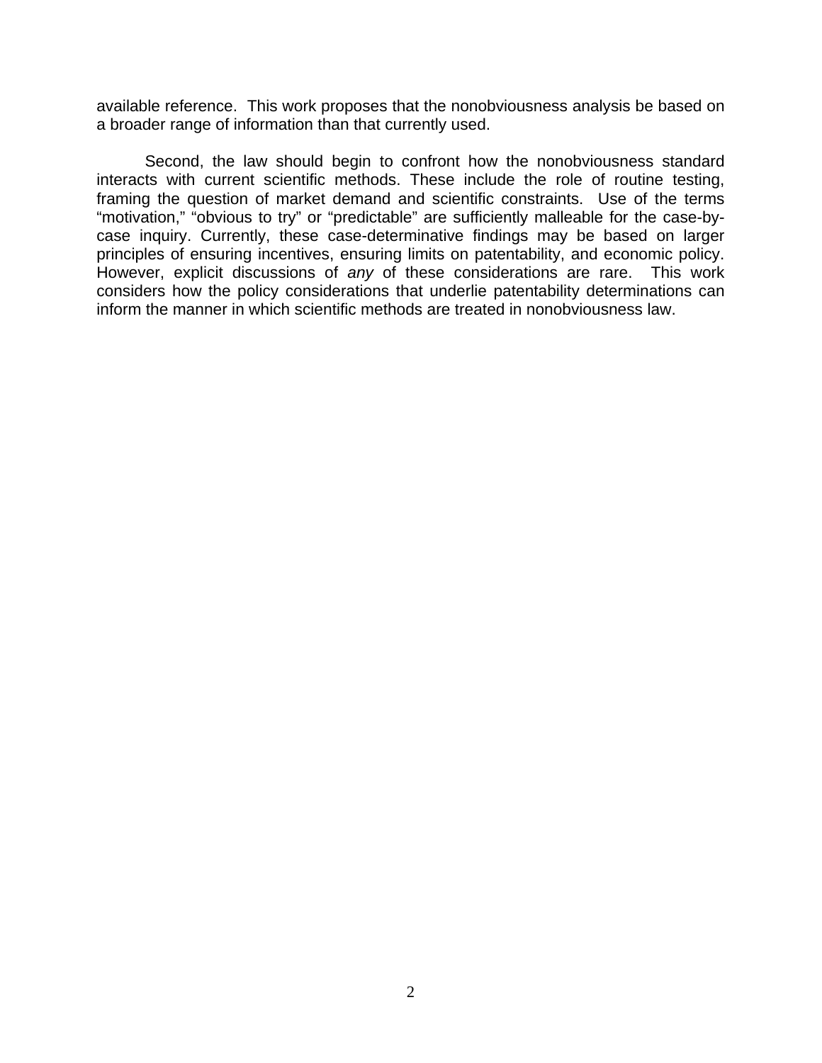available reference. This work proposes that the nonobviousness analysis be based on a broader range of information than that currently used.

Second, the law should begin to confront how the nonobviousness standard interacts with current scientific methods. These include the role of routine testing, framing the question of market demand and scientific constraints. Use of the terms “motivation,” “obvious to try” or “predictable” are sufficiently malleable for the case-by-case inquiry. Currently, these case-determinative findings may be based on larger principles of ensuring incentives, ensuring limits on patentability, and economic policy. However, explicit discussions of *any* of these considerations are rare. This work considers how the policy considerations that underlie patentability determinations can inform the manner in which scientific methods are treated in nonobviousness law.